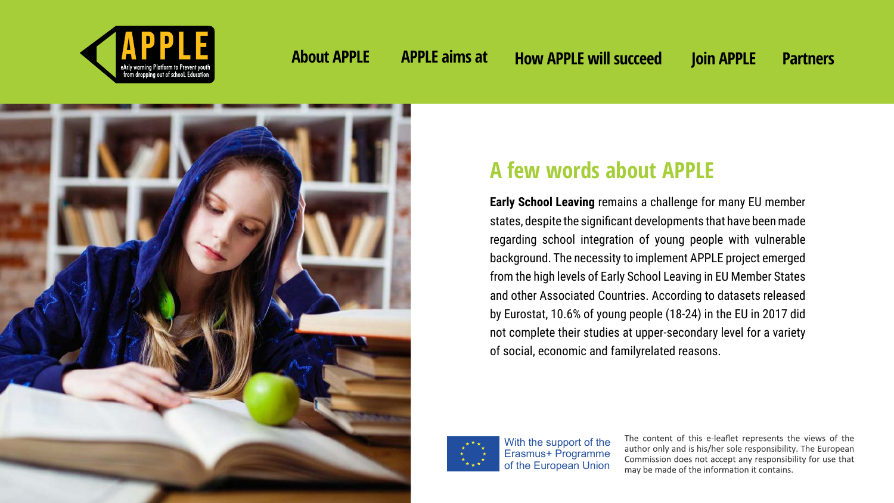**APPLE**
eArly warning Platform to Prevent youth from dropping out of schooL Education

About APPLE | APPLE aims at | How APPLE will succeed | Join APPLE | Partners

## A few words about APPLE

**Early School Leaving** remains a challenge for many EU member states, despite the significant developments that have been made regarding school integration of young people with vulnerable background. The necessity to implement APPLE project emerged from the high levels of Early School Leaving in EU Member States and other Associated Countries. According to datasets released by Eurostat, 10.6% of young people (18-24) in the EU in 2017 did not complete their studies at upper-secondary level for a variety of social, economic and familyrelated reasons.

With the support of the Erasmus+ Programme of the European Union

The content of this e-leaflet represents the views of the author only and is his/her sole responsibility. The European Commission does not accept any responsibility for use that may be made of the information it contains.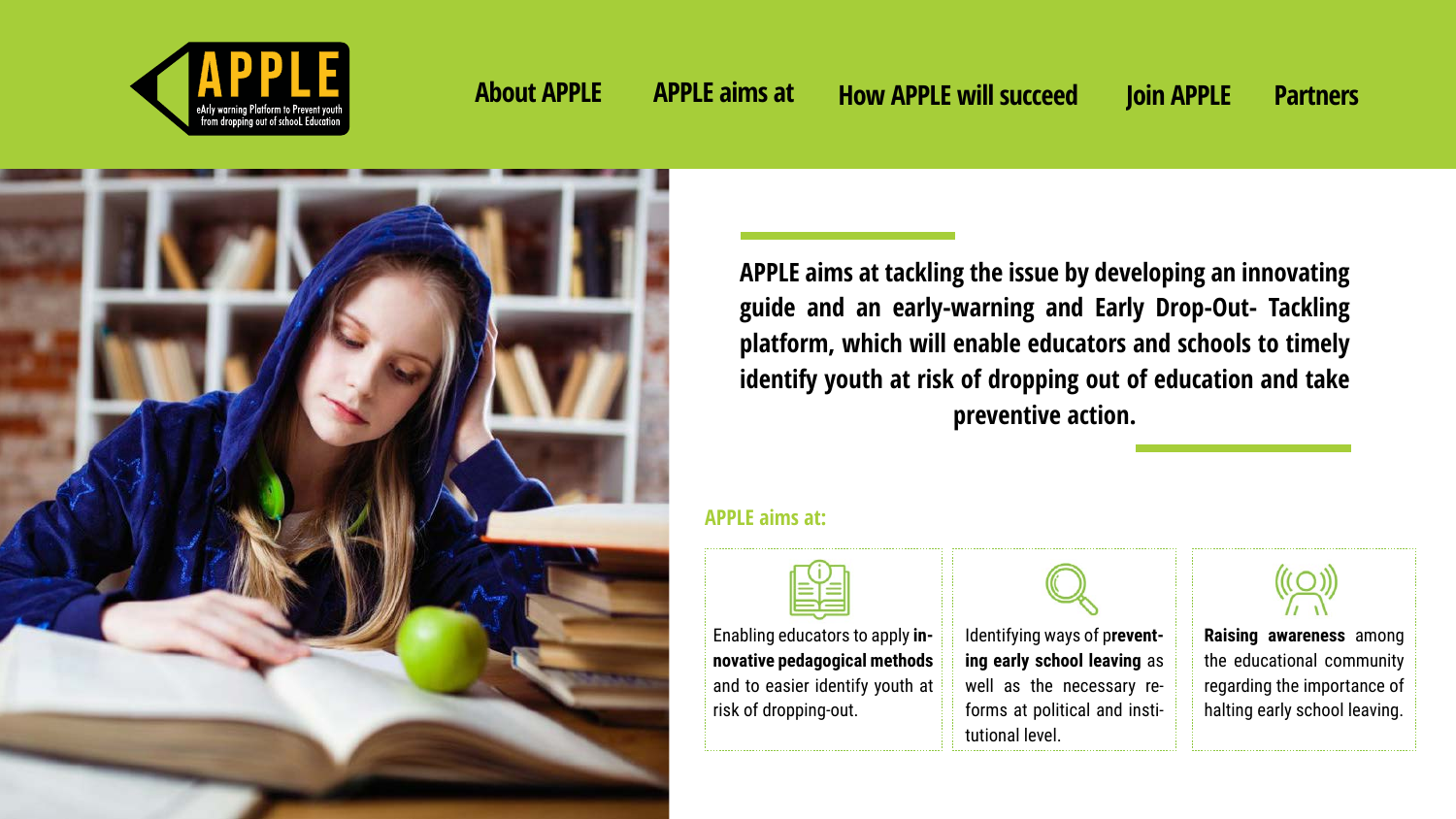APPLE
eArly warning Platform to Prevent youth from dropping out of schooL Education

About APPLE | APPLE aims at | How APPLE will succeed | Join APPLE | Partners

**APPLE aims at tackling the issue by developing an innovating guide and an early-warning and Early Drop-Out- Tackling platform, which will enable educators and schools to timely identify youth at risk of dropping out of education and take preventive action.**

## APPLE aims at:

- Enabling educators to apply **innovative pedagogical methods** and to easier identify youth at risk of dropping-out.
- Identifying ways of **preventing early school leaving** as well as the necessary reforms at political and institutional level.
- **Raising awareness** among the educational community regarding the importance of halting early school leaving.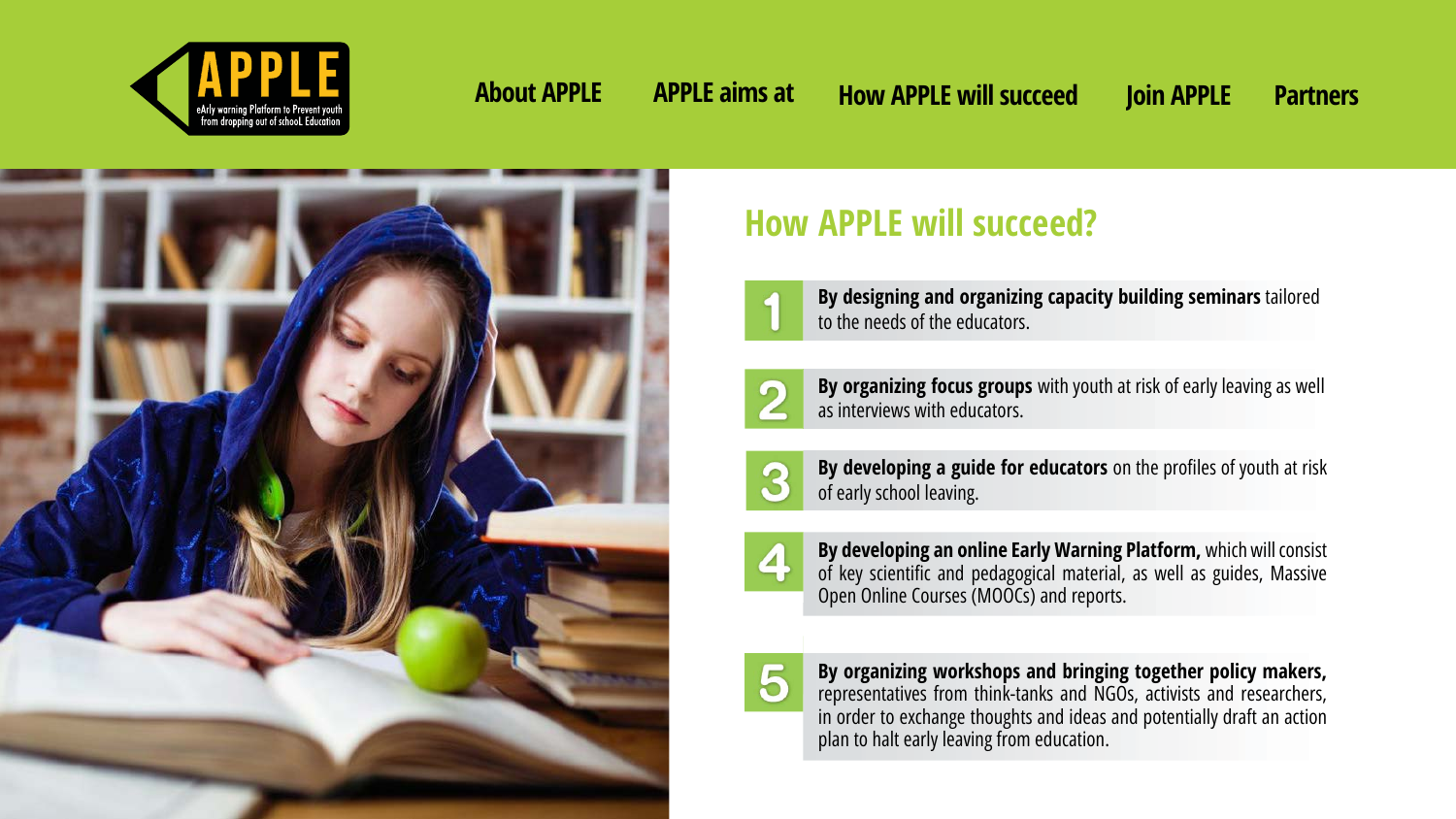APPLE

eArly warning Platform to Prevent youth from dropping out of schooL Education

About APPLE | APPLE aims at | How APPLE will succeed | Join APPLE | Partners

## How APPLE will succeed?

1. **By designing and organizing capacity building seminars** tailored to the needs of the educators.

2. **By organizing focus groups** with youth at risk of early leaving as well as interviews with educators.

3. **By developing a guide for educators** on the profiles of youth at risk of early school leaving.

4. **By developing an online Early Warning Platform,** which will consist of key scientific and pedagogical material, as well as guides, Massive Open Online Courses (MOOCs) and reports.

5. **By organizing workshops and bringing together policy makers,** representatives from think-tanks and NGOs, activists and researchers, in order to exchange thoughts and ideas and potentially draft an action plan to halt early leaving from education.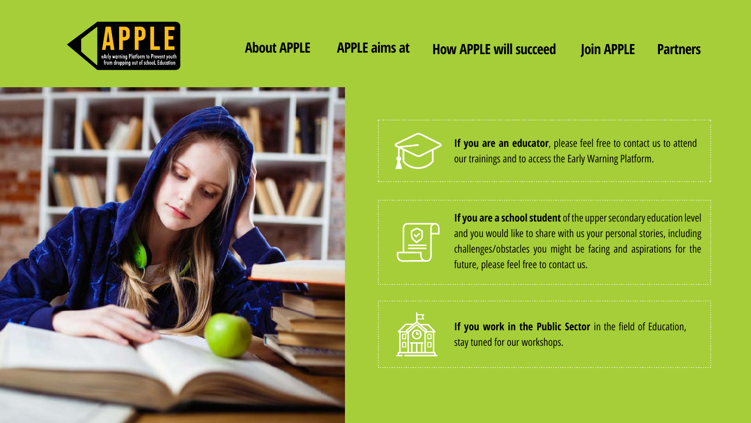**APPLE**

eArly warning Platform to Prevent youth from dropping out of schooL Education

About APPLE | APPLE aims at | How APPLE will succeed | Join APPLE | Partners

**If you are an educator**, please feel free to contact us to attend our trainings and to access the Early Warning Platform.

**If you are a school student** of the upper secondary education level and you would like to share with us your personal stories, including challenges/obstacles you might be facing and aspirations for the future, please feel free to contact us.

**If you work in the Public Sector** in the field of Education, stay tuned for our workshops.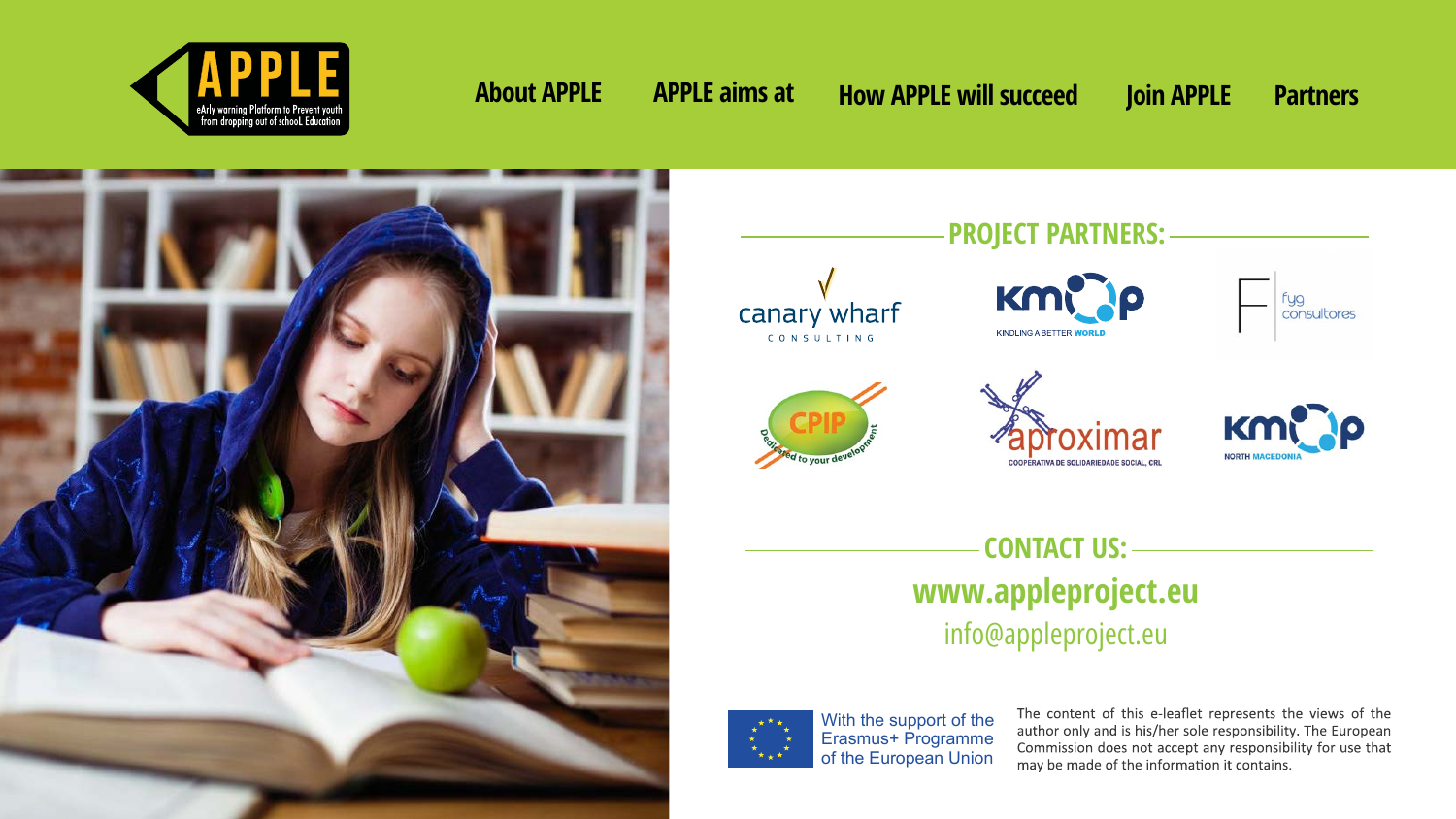APPLE

eArly warning Platform to Prevent youth from dropping out of schooL Education

About APPLE | APPLE aims at | How APPLE will succeed | Join APPLE | Partners

## PROJECT PARTNERS:

canary wharf CONSULTING

KMOP KINDLING A BETTER WORLD

fyg consultores

CPIP Dedicated to your development

aproximar COOPERATIVA DE SOLIDARIEDADE SOCIAL, CRL

KMOP NORTH MACEDONIA

## CONTACT US:

**www.appleproject.eu**

info@appleproject.eu

With the support of the Erasmus+ Programme of the European Union

The content of this e-leaflet represents the views of the author only and is his/her sole responsibility. The European Commission does not accept any responsibility for use that may be made of the information it contains.